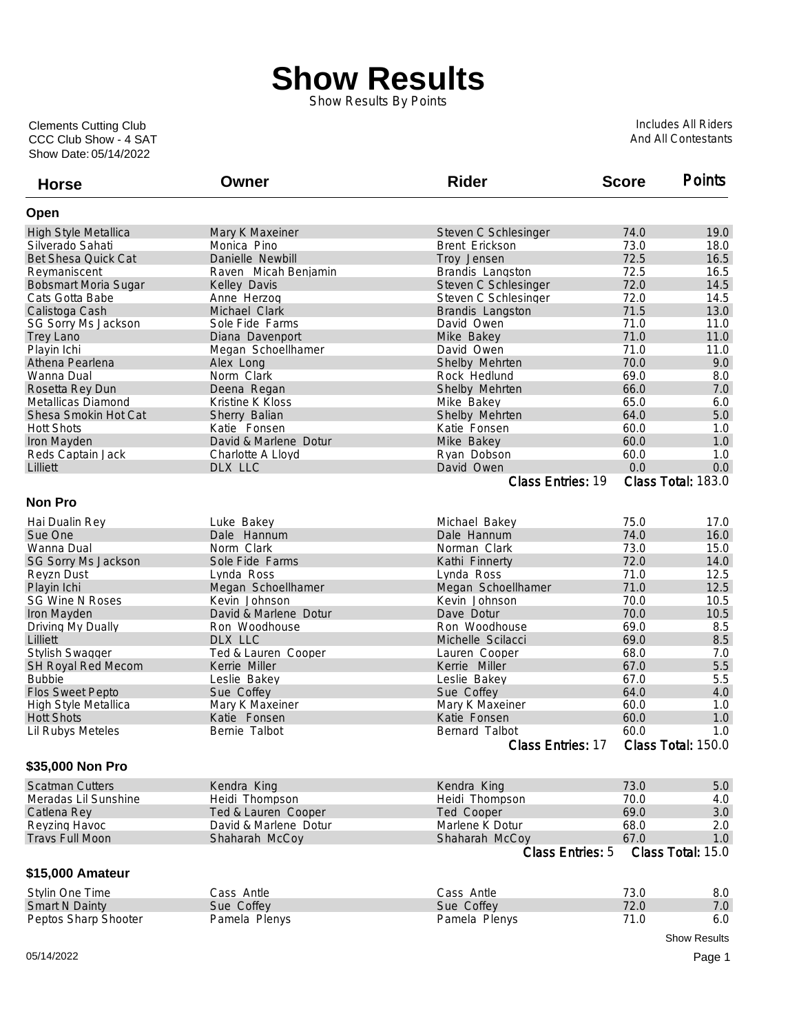# Show Results

Show Results By Points

Clements Cutting Club
CCC Club Show - 4 SAT
Show Date: 05/14/2022

Includes All Riders
And All Contestants

### Open

| Horse | Owner | Rider | Score | Points |
|---|---|---|---|---|
| High Style Metallica | Mary K Maxeiner | Steven C Schlesinger | 74.0 | 19.0 |
| Silverado Sahati | Monica Pino | Brent Erickson | 73.0 | 18.0 |
| Bet Shesa Quick Cat | Danielle Newbill | Troy Jensen | 72.5 | 16.5 |
| Reymaniscent | Raven Micah Benjamin | Brandis Langston | 72.5 | 16.5 |
| Bobsmart Moria Sugar | Kelley Davis | Steven C Schlesinger | 72.0 | 14.5 |
| Cats Gotta Babe | Anne Herzog | Steven C Schlesinger | 72.0 | 14.5 |
| Calistoga Cash | Michael Clark | Brandis Langston | 71.5 | 13.0 |
| SG Sorry Ms Jackson | Sole Fide Farms | David Owen | 71.0 | 11.0 |
| Trey Lano | Diana Davenport | Mike Bakey | 71.0 | 11.0 |
| Playin Ichi | Megan Schoellhamer | David Owen | 71.0 | 11.0 |
| Athena Pearlena | Alex Long | Shelby Mehrten | 70.0 | 9.0 |
| Wanna Dual | Norm Clark | Rock Hedlund | 69.0 | 8.0 |
| Rosetta Rey Dun | Deena Regan | Shelby Mehrten | 66.0 | 7.0 |
| Metallicas Diamond | Kristine K Kloss | Mike Bakey | 65.0 | 6.0 |
| Shesa Smokin Hot Cat | Sherry Balian | Shelby Mehrten | 64.0 | 5.0 |
| Hott Shots | Katie Fonsen | Katie Fonsen | 60.0 | 1.0 |
| Iron Mayden | David & Marlene Dotur | Mike Bakey | 60.0 | 1.0 |
| Reds Captain Jack | Charlotte A Lloyd | Ryan Dobson | 60.0 | 1.0 |
| Lilliett | DLX LLC | David Owen | 0.0 | 0.0 |

Class Entries: 19 Class Total: 183.0

### Non Pro

| Horse | Owner | Rider | Score | Points |
|---|---|---|---|---|
| Hai Dualin Rey | Luke Bakey | Michael Bakey | 75.0 | 17.0 |
| Sue One | Dale Hannum | Dale Hannum | 74.0 | 16.0 |
| Wanna Dual | Norm Clark | Norman Clark | 73.0 | 15.0 |
| SG Sorry Ms Jackson | Sole Fide Farms | Kathi Finnerty | 72.0 | 14.0 |
| Reyzn Dust | Lynda Ross | Lynda Ross | 71.0 | 12.5 |
| Playin Ichi | Megan Schoellhamer | Megan Schoellhamer | 71.0 | 12.5 |
| SG Wine N Roses | Kevin Johnson | Kevin Johnson | 70.0 | 10.5 |
| Iron Mayden | David & Marlene Dotur | Dave Dotur | 70.0 | 10.5 |
| Driving My Dually | Ron Woodhouse | Ron Woodhouse | 69.0 | 8.5 |
| Lilliett | DLX LLC | Michelle Scilacci | 69.0 | 8.5 |
| Stylish Swagger | Ted & Lauren Cooper | Lauren Cooper | 68.0 | 7.0 |
| SH Royal Red Mecom | Kerrie Miller | Kerrie Miller | 67.0 | 5.5 |
| Bubbie | Leslie Bakey | Leslie Bakey | 67.0 | 5.5 |
| Flos Sweet Pepto | Sue Coffey | Sue Coffey | 64.0 | 4.0 |
| High Style Metallica | Mary K Maxeiner | Mary K Maxeiner | 60.0 | 1.0 |
| Hott Shots | Katie Fonsen | Katie Fonsen | 60.0 | 1.0 |
| Lil Rubys Meteles | Bernie Talbot | Bernard Talbot | 60.0 | 1.0 |

Class Entries: 17 Class Total: 150.0

### $35,000 Non Pro

| Horse | Owner | Rider | Score | Points |
|---|---|---|---|---|
| Scatman Cutters | Kendra King | Kendra King | 73.0 | 5.0 |
| Meradas Lil Sunshine | Heidi Thompson | Heidi Thompson | 70.0 | 4.0 |
| Catlena Rey | Ted & Lauren Cooper | Ted Cooper | 69.0 | 3.0 |
| Reyzing Havoc | David & Marlene Dotur | Marlene K Dotur | 68.0 | 2.0 |
| Travs Full Moon | Shaharah McCoy | Shaharah McCoy | 67.0 | 1.0 |

Class Entries: 5 Class Total: 15.0

### $15,000 Amateur

| Horse | Owner | Rider | Score | Points |
|---|---|---|---|---|
| Stylin One Time | Cass Antle | Cass Antle | 73.0 | 8.0 |
| Smart N Dainty | Sue Coffey | Sue Coffey | 72.0 | 7.0 |
| Peptos Sharp Shooter | Pamela Plenys | Pamela Plenys | 71.0 | 6.0 |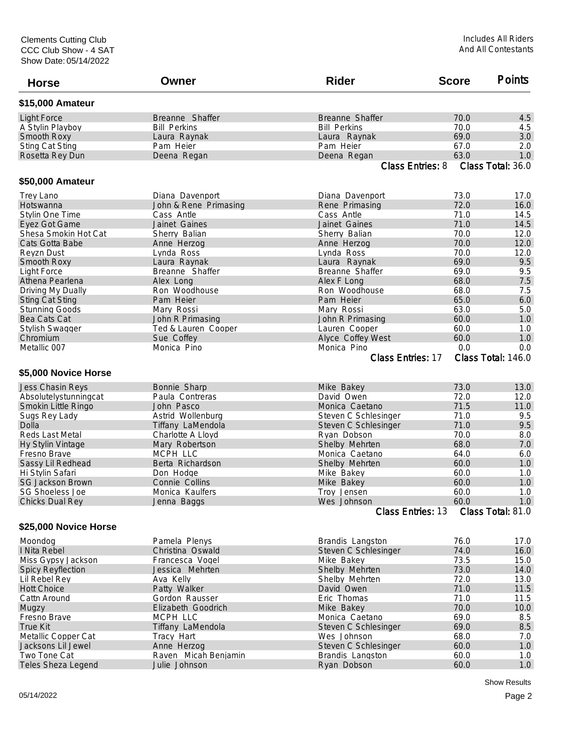Clements Cutting Club
CCC Club Show - 4 SAT
Show Date: 05/14/2022

Includes All Riders
And All Contestants

| Horse | Owner | Rider | Score | Points |
|---|---|---|---|---|

### \$15,000 Amateur

| Horse | Owner | Rider | Score | Points |
|---|---|---|---|---|
| Light Force | Breanne Shaffer | Breanne Shaffer | 70.0 | 4.5 |
| A Stylin Playboy | Bill Perkins | Bill Perkins | 70.0 | 4.5 |
| Smooth Roxy | Laura Raynak | Laura Raynak | 69.0 | 3.0 |
| Sting Cat Sting | Pam Heier | Pam Heier | 67.0 | 2.0 |
| Rosetta Rey Dun | Deena Regan | Deena Regan | 63.0 | 1.0 |

Class Entries: 8 Class Total: 36.0

### \$50,000 Amateur

| Horse | Owner | Rider | Score | Points |
|---|---|---|---|---|
| Trey Lano | Diana Davenport | Diana Davenport | 73.0 | 17.0 |
| Hotswanna | John & Rene Primasing | Rene Primasing | 72.0 | 16.0 |
| Stylin One Time | Cass Antle | Cass Antle | 71.0 | 14.5 |
| Eyez Got Game | Jainet Gaines | Jainet Gaines | 71.0 | 14.5 |
| Shesa Smokin Hot Cat | Sherry Balian | Sherry Balian | 70.0 | 12.0 |
| Cats Gotta Babe | Anne Herzog | Anne Herzog | 70.0 | 12.0 |
| Reyzn Dust | Lynda Ross | Lynda Ross | 70.0 | 12.0 |
| Smooth Roxy | Laura Raynak | Laura Raynak | 69.0 | 9.5 |
| Light Force | Breanne Shaffer | Breanne Shaffer | 69.0 | 9.5 |
| Athena Pearlena | Alex Long | Alex F Long | 68.0 | 7.5 |
| Driving My Dually | Ron Woodhouse | Ron Woodhouse | 68.0 | 7.5 |
| Sting Cat Sting | Pam Heier | Pam Heier | 65.0 | 6.0 |
| Stunning Goods | Mary Rossi | Mary Rossi | 63.0 | 5.0 |
| Bea Cats Cat | John R Primasing | John R Primasing | 60.0 | 1.0 |
| Stylish Swagger | Ted & Lauren Cooper | Lauren Cooper | 60.0 | 1.0 |
| Chromium | Sue Coffey | Alyce Coffey West | 60.0 | 1.0 |
| Metallic 007 | Monica Pino | Monica Pino | 0.0 | 0.0 |

Class Entries: 17 Class Total: 146.0

### \$5,000 Novice Horse

| Horse | Owner | Rider | Score | Points |
|---|---|---|---|---|
| Jess Chasin Reys | Bonnie Sharp | Mike Bakey | 73.0 | 13.0 |
| Absolutelystunningcat | Paula Contreras | David Owen | 72.0 | 12.0 |
| Smokin Little Ringo | John Pasco | Monica Caetano | 71.5 | 11.0 |
| Sugs Rey Lady | Astrid Wollenburg | Steven C Schlesinger | 71.0 | 9.5 |
| Dolla | Tiffany LaMendola | Steven C Schlesinger | 71.0 | 9.5 |
| Reds Last Metal | Charlotte A Lloyd | Ryan Dobson | 70.0 | 8.0 |
| Hy Stylin Vintage | Mary Robertson | Shelby Mehrten | 68.0 | 7.0 |
| Fresno Brave | MCPH LLC | Monica Caetano | 64.0 | 6.0 |
| Sassy Lil Redhead | Berta Richardson | Shelby Mehrten | 60.0 | 1.0 |
| Hi Stylin Safari | Don Hodge | Mike Bakey | 60.0 | 1.0 |
| SG Jackson Brown | Connie Collins | Mike Bakey | 60.0 | 1.0 |
| SG Shoeless Joe | Monica Kaulfers | Troy Jensen | 60.0 | 1.0 |
| Chicks Dual Rey | Jenna Baggs | Wes Johnson | 60.0 | 1.0 |

Class Entries: 13 Class Total: 81.0

### \$25,000 Novice Horse

| Horse | Owner | Rider | Score | Points |
|---|---|---|---|---|
| Moondog | Pamela Plenys | Brandis Langston | 76.0 | 17.0 |
| I Nita Rebel | Christina Oswald | Steven C Schlesinger | 74.0 | 16.0 |
| Miss Gypsy Jackson | Francesca Vogel | Mike Bakey | 73.5 | 15.0 |
| Spicy Reyflection | Jessica Mehrten | Shelby Mehrten | 73.0 | 14.0 |
| Lil Rebel Rey | Ava Kelly | Shelby Mehrten | 72.0 | 13.0 |
| Hott Choice | Patty Walker | David Owen | 71.0 | 11.5 |
| Cattn Around | Gordon Rausser | Eric Thomas | 71.0 | 11.5 |
| Mugzy | Elizabeth Goodrich | Mike Bakey | 70.0 | 10.0 |
| Fresno Brave | MCPH LLC | Monica Caetano | 69.0 | 8.5 |
| True Kit | Tiffany LaMendola | Steven C Schlesinger | 69.0 | 8.5 |
| Metallic Copper Cat | Tracy Hart | Wes Johnson | 68.0 | 7.0 |
| Jacksons Lil Jewel | Anne Herzog | Steven C Schlesinger | 60.0 | 1.0 |
| Two Tone Cat | Raven Micah Benjamin | Brandis Langston | 60.0 | 1.0 |
| Teles Sheza Legend | Julie Johnson | Ryan Dobson | 60.0 | 1.0 |

Show Results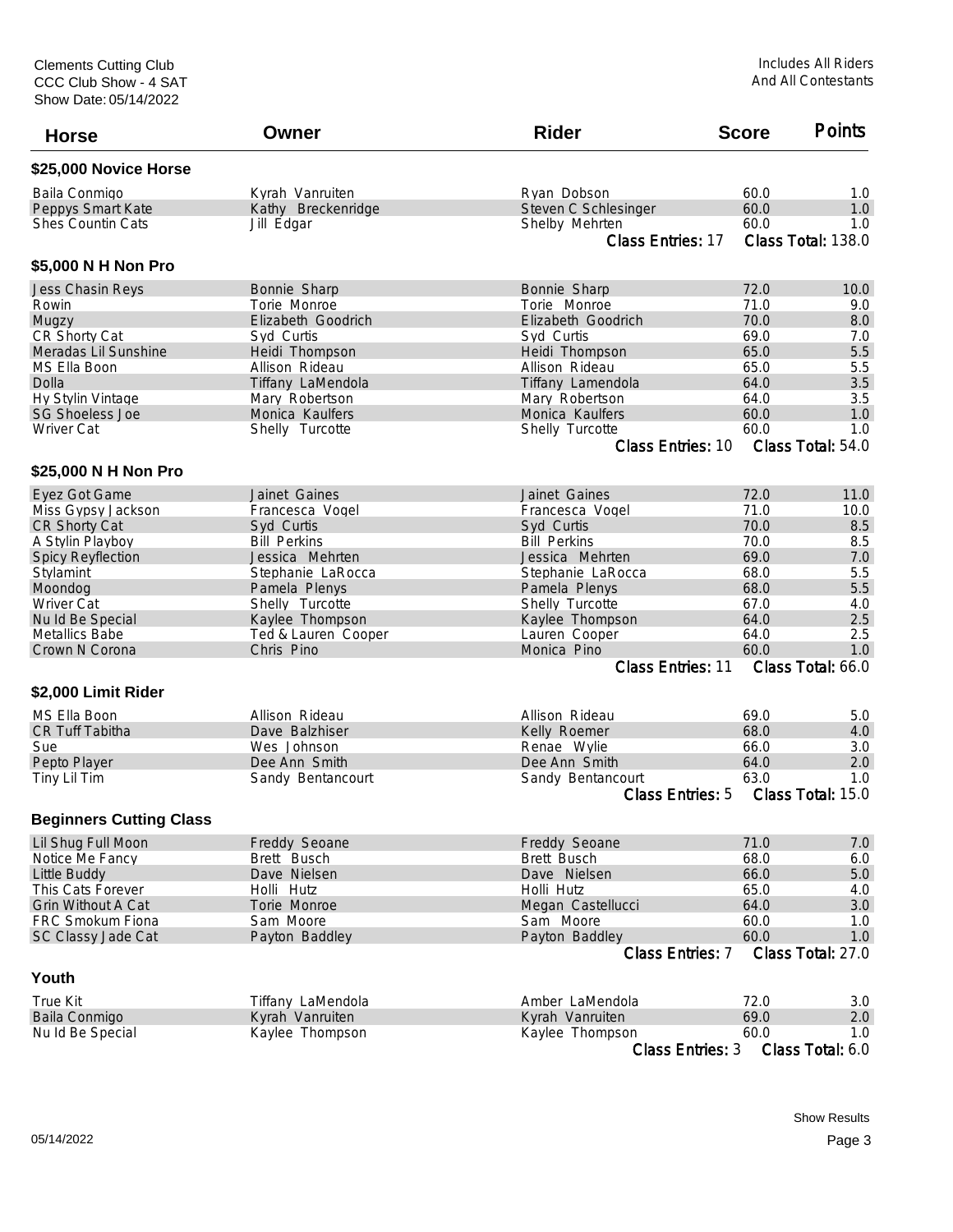Clements Cutting Club
CCC Club Show - 4 SAT
Show Date: 05/14/2022

Includes All Riders
And All Contestants

| Horse | Owner | Rider | Score | Points |
|---|---|---|---|---|
| **$25,000 Novice Horse** | | | | |
| Baila Conmigo | Kyrah Vanruiten | Ryan Dobson | 60.0 | 1.0 |
| Peppys Smart Kate | Kathy Breckenridge | Steven C Schlesinger | 60.0 | 1.0 |
| Shes Countin Cats | Jill Edgar | Shelby Mehrten | 60.0 | 1.0 |
| | | Class Entries: 17 | | Class Total: 138.0 |
| **$5,000 N H Non Pro** | | | | |
| Jess Chasin Reys | Bonnie Sharp | Bonnie Sharp | 72.0 | 10.0 |
| Rowin | Torie Monroe | Torie Monroe | 71.0 | 9.0 |
| Mugzy | Elizabeth Goodrich | Elizabeth Goodrich | 70.0 | 8.0 |
| CR Shorty Cat | Syd Curtis | Syd Curtis | 69.0 | 7.0 |
| Meradas Lil Sunshine | Heidi Thompson | Heidi Thompson | 65.0 | 5.5 |
| MS Ella Boon | Allison Rideau | Allison Rideau | 65.0 | 5.5 |
| Dolla | Tiffany LaMendola | Tiffany Lamendola | 64.0 | 3.5 |
| Hy Stylin Vintage | Mary Robertson | Mary Robertson | 64.0 | 3.5 |
| SG Shoeless Joe | Monica Kaulfers | Monica Kaulfers | 60.0 | 1.0 |
| Wriver Cat | Shelly Turcotte | Shelly Turcotte | 60.0 | 1.0 |
| | | Class Entries: 10 | | Class Total: 54.0 |
| **$25,000 N H Non Pro** | | | | |
| Eyez Got Game | Jainet Gaines | Jainet Gaines | 72.0 | 11.0 |
| Miss Gypsy Jackson | Francesca Vogel | Francesca Vogel | 71.0 | 10.0 |
| CR Shorty Cat | Syd Curtis | Syd Curtis | 70.0 | 8.5 |
| A Stylin Playboy | Bill Perkins | Bill Perkins | 70.0 | 8.5 |
| Spicy Reyflection | Jessica Mehrten | Jessica Mehrten | 69.0 | 7.0 |
| Stylamint | Stephanie LaRocca | Stephanie LaRocca | 68.0 | 5.5 |
| Moondog | Pamela Plenys | Pamela Plenys | 68.0 | 5.5 |
| Wriver Cat | Shelly Turcotte | Shelly Turcotte | 67.0 | 4.0 |
| Nu Id Be Special | Kaylee Thompson | Kaylee Thompson | 64.0 | 2.5 |
| Metallics Babe | Ted & Lauren Cooper | Lauren Cooper | 64.0 | 2.5 |
| Crown N Corona | Chris Pino | Monica Pino | 60.0 | 1.0 |
| | | Class Entries: 11 | | Class Total: 66.0 |
| **$2,000 Limit Rider** | | | | |
| MS Ella Boon | Allison Rideau | Allison Rideau | 69.0 | 5.0 |
| CR Tuff Tabitha | Dave Balzhiser | Kelly Roemer | 68.0 | 4.0 |
| Sue | Wes Johnson | Renae Wylie | 66.0 | 3.0 |
| Pepto Player | Dee Ann Smith | Dee Ann Smith | 64.0 | 2.0 |
| Tiny Lil Tim | Sandy Bentancourt | Sandy Bentancourt | 63.0 | 1.0 |
| | | Class Entries: 5 | | Class Total: 15.0 |
| **Beginners Cutting Class** | | | | |
| Lil Shug Full Moon | Freddy Seoane | Freddy Seoane | 71.0 | 7.0 |
| Notice Me Fancy | Brett Busch | Brett Busch | 68.0 | 6.0 |
| Little Buddy | Dave Nielsen | Dave Nielsen | 66.0 | 5.0 |
| This Cats Forever | Holli Hutz | Holli Hutz | 65.0 | 4.0 |
| Grin Without A Cat | Torie Monroe | Megan Castellucci | 64.0 | 3.0 |
| FRC Smokum Fiona | Sam Moore | Sam Moore | 60.0 | 1.0 |
| SC Classy Jade Cat | Payton Baddley | Payton Baddley | 60.0 | 1.0 |
| | | Class Entries: 7 | | Class Total: 27.0 |
| **Youth** | | | | |
| True Kit | Tiffany LaMendola | Amber LaMendola | 72.0 | 3.0 |
| Baila Conmigo | Kyrah Vanruiten | Kyrah Vanruiten | 69.0 | 2.0 |
| Nu Id Be Special | Kaylee Thompson | Kaylee Thompson | 60.0 | 1.0 |
| | | Class Entries: 3 | | Class Total: 6.0 |

Show Results